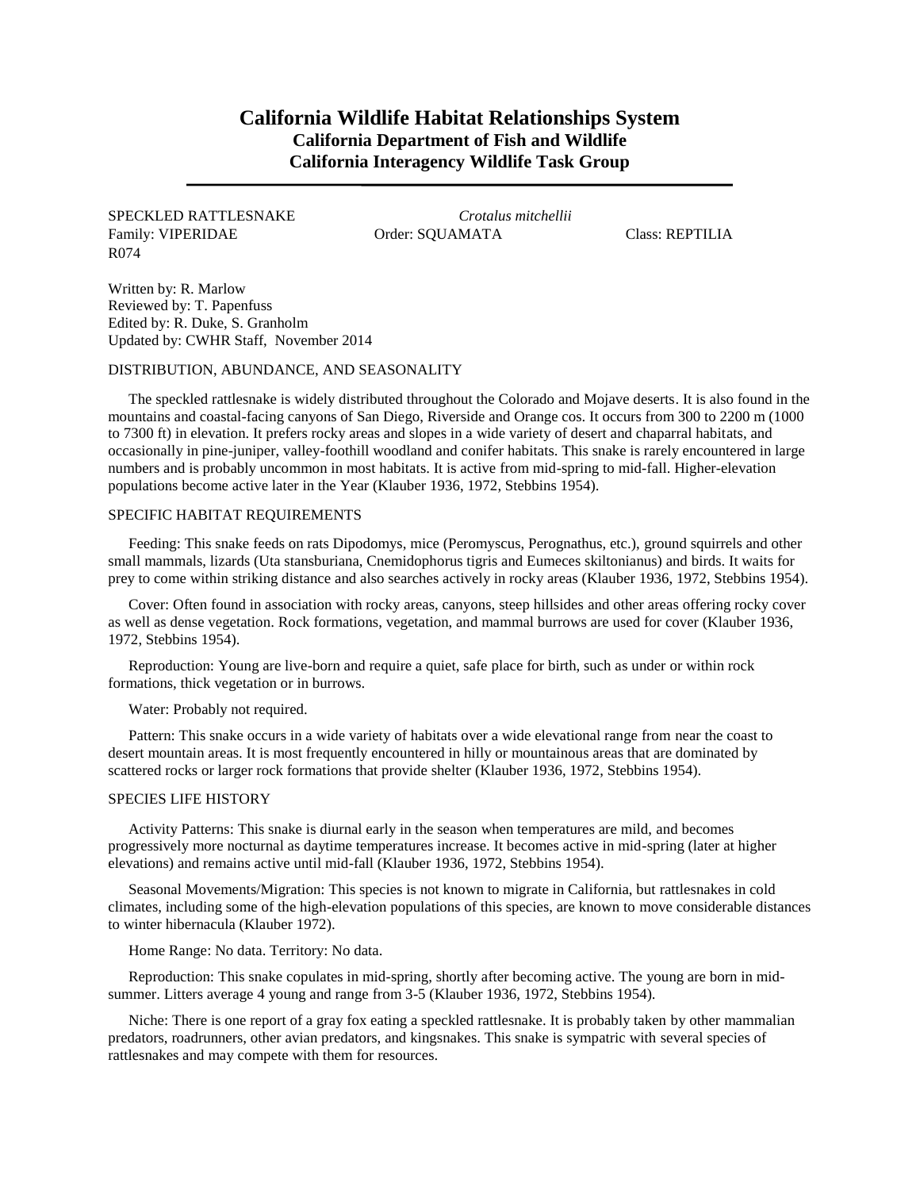# California Wildlife Habitat Relationships System

## California Department of Fish and Wildlife

## California Interagency Wildlife Task Group

SPECKLED RATTLESNAKE *Crotalus mitchellii*
Family: VIPERIDAE Order: SQUAMATA Class: REPTILIA
R074

Written by: R. Marlow
Reviewed by: T. Papenfuss
Edited by: R. Duke, S. Granholm
Updated by: CWHR Staff, November 2014

### DISTRIBUTION, ABUNDANCE, AND SEASONALITY

The speckled rattlesnake is widely distributed throughout the Colorado and Mojave deserts. It is also found in the mountains and coastal-facing canyons of San Diego, Riverside and Orange cos. It occurs from 300 to 2200 m (1000 to 7300 ft) in elevation. It prefers rocky areas and slopes in a wide variety of desert and chaparral habitats, and occasionally in pine-juniper, valley-foothill woodland and conifer habitats. This snake is rarely encountered in large numbers and is probably uncommon in most habitats. It is active from mid-spring to mid-fall. Higher-elevation populations become active later in the Year (Klauber 1936, 1972, Stebbins 1954).

### SPECIFIC HABITAT REQUIREMENTS

Feeding: This snake feeds on rats Dipodomys, mice (Peromyscus, Perognathus, etc.), ground squirrels and other small mammals, lizards (Uta stansburiana, Cnemidophorus tigris and Eumeces skiltonianus) and birds. It waits for prey to come within striking distance and also searches actively in rocky areas (Klauber 1936, 1972, Stebbins 1954).

Cover: Often found in association with rocky areas, canyons, steep hillsides and other areas offering rocky cover as well as dense vegetation. Rock formations, vegetation, and mammal burrows are used for cover (Klauber 1936, 1972, Stebbins 1954).

Reproduction: Young are live-born and require a quiet, safe place for birth, such as under or within rock formations, thick vegetation or in burrows.

Water: Probably not required.

Pattern: This snake occurs in a wide variety of habitats over a wide elevational range from near the coast to desert mountain areas. It is most frequently encountered in hilly or mountainous areas that are dominated by scattered rocks or larger rock formations that provide shelter (Klauber 1936, 1972, Stebbins 1954).

### SPECIES LIFE HISTORY

Activity Patterns: This snake is diurnal early in the season when temperatures are mild, and becomes progressively more nocturnal as daytime temperatures increase. It becomes active in mid-spring (later at higher elevations) and remains active until mid-fall (Klauber 1936, 1972, Stebbins 1954).

Seasonal Movements/Migration: This species is not known to migrate in California, but rattlesnakes in cold climates, including some of the high-elevation populations of this species, are known to move considerable distances to winter hibernacula (Klauber 1972).

Home Range: No data. Territory: No data.

Reproduction: This snake copulates in mid-spring, shortly after becoming active. The young are born in mid-summer. Litters average 4 young and range from 3-5 (Klauber 1936, 1972, Stebbins 1954).

Niche: There is one report of a gray fox eating a speckled rattlesnake. It is probably taken by other mammalian predators, roadrunners, other avian predators, and kingsnakes. This snake is sympatric with several species of rattlesnakes and may compete with them for resources.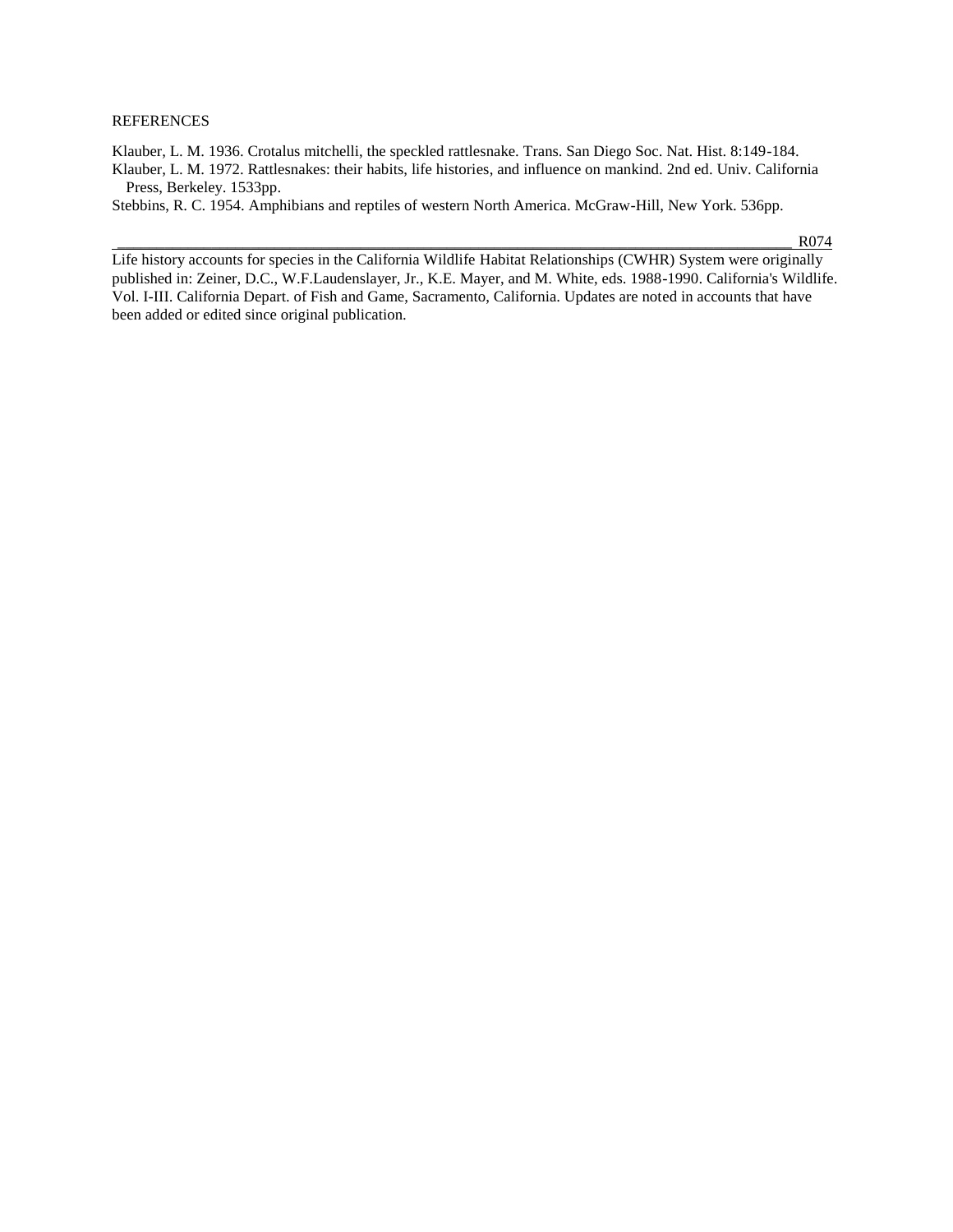REFERENCES

Klauber, L. M. 1936. Crotalus mitchelli, the speckled rattlesnake. Trans. San Diego Soc. Nat. Hist. 8:149-184.

Klauber, L. M. 1972. Rattlesnakes: their habits, life histories, and influence on mankind. 2nd ed. Univ. California Press, Berkeley. 1533pp.

Stebbins, R. C. 1954. Amphibians and reptiles of western North America. McGraw-Hill, New York. 536pp.

R074

Life history accounts for species in the California Wildlife Habitat Relationships (CWHR) System were originally published in: Zeiner, D.C., W.F.Laudenslayer, Jr., K.E. Mayer, and M. White, eds. 1988-1990. California's Wildlife. Vol. I-III. California Depart. of Fish and Game, Sacramento, California. Updates are noted in accounts that have been added or edited since original publication.